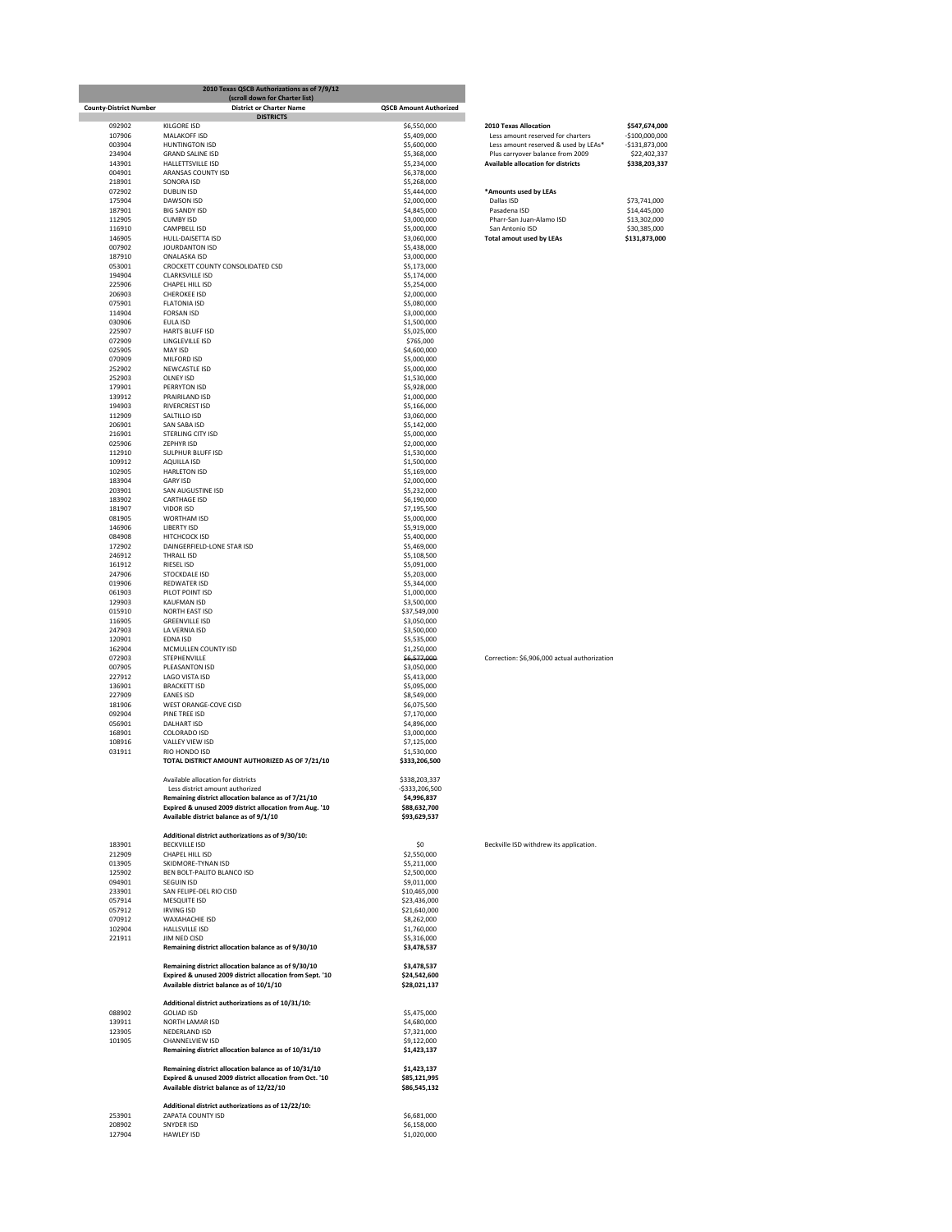**2010 Texas QSCB Authorizations as of 7/9/12**
**(scroll down for Charter list)**

| County-District Number | District or Charter Name | QSCB Amount Authorized | | |
|---|---|---|---|---|
| | **DISTRICTS** | | | |
| 092902 | KILGORE ISD | $6,550,000 | | |
| 107906 | MALAKOFF ISD | $5,409,000 | | |
| 003904 | HUNTINGTON ISD | $5,600,000 | | |
| 234904 | GRAND SALINE ISD | $5,368,000 | | |
| 143901 | HALLETTSVILLE ISD | $5,234,000 | | |
| 004901 | ARANSAS COUNTY ISD | $6,378,000 | | |
| 218901 | SONORA ISD | $5,268,000 | | |
| 072902 | DUBLIN ISD | $5,444,000 | | |
| 175904 | DAWSON ISD | $2,000,000 | | |
| 187901 | BIG SANDY ISD | $4,845,000 | | |
| 112905 | CUMBY ISD | $3,000,000 | | |
| 116910 | CAMPBELL ISD | $5,000,000 | | |
| 146905 | HULL-DAISETTA ISD | $3,060,000 | | |
| 007902 | JOURDANTON ISD | $5,438,000 | | |
| 187910 | ONALASKA ISD | $3,000,000 | | |
| 053001 | CROCKETT COUNTY CONSOLIDATED CSD | $5,173,000 | | |
| 194904 | CLARKSVILLE ISD | $5,174,000 | | |
| 225906 | CHAPEL HILL ISD | $5,254,000 | | |
| 206903 | CHEROKEE ISD | $2,000,000 | | |
| 075901 | FLATONIA ISD | $5,080,000 | | |
| 114904 | FORSAN ISD | $3,000,000 | | |
| 030906 | EULA ISD | $1,500,000 | | |
| 225907 | HARTS BLUFF ISD | $5,025,000 | | |
| 072909 | LINGLEVILLE ISD | $765,000 | | |
| 025905 | MAY ISD | $4,600,000 | | |
| 070909 | MILFORD ISD | $5,000,000 | | |
| 252902 | NEWCASTLE ISD | $5,000,000 | | |
| 252903 | OLNEY ISD | $1,530,000 | | |
| 179901 | PERRYTON ISD | $5,928,000 | | |
| 139912 | PRAIRILAND ISD | $1,000,000 | | |
| 194903 | RIVERCREST ISD | $5,166,000 | | |
| 112909 | SALTILLO ISD | $3,060,000 | | |
| 206901 | SAN SABA ISD | $5,142,000 | | |
| 216901 | STERLING CITY ISD | $5,000,000 | | |
| 025906 | ZEPHYR ISD | $2,000,000 | | |
| 112910 | SULPHUR BLUFF ISD | $1,530,000 | | |
| 109912 | AQUILLA ISD | $1,500,000 | | |
| 102905 | HARLETON ISD | $5,169,000 | | |
| 183904 | GARY ISD | $2,000,000 | | |
| 203901 | SAN AUGUSTINE ISD | $5,232,000 | | |
| 183902 | CARTHAGE ISD | $6,190,000 | | |
| 181907 | VIDOR ISD | $7,195,500 | | |
| 081905 | WORTHAM ISD | $5,000,000 | | |
| 146906 | LIBERTY ISD | $5,919,000 | | |
| 084908 | HITCHCOCK ISD | $5,400,000 | | |
| 172902 | DAINGERFIELD-LONE STAR ISD | $5,469,000 | | |
| 246912 | THRALL ISD | $5,108,500 | | |
| 161912 | RIESEL ISD | $5,091,000 | | |
| 247906 | STOCKDALE ISD | $5,203,000 | | |
| 019906 | REDWATER ISD | $5,344,000 | | |
| 061903 | PILOT POINT ISD | $1,000,000 | | |
| 129903 | KAUFMAN ISD | $3,500,000 | | |
| 015910 | NORTH EAST ISD | $37,549,000 | | |
| 116905 | GREENVILLE ISD | $3,050,000 | | |
| 247903 | LA VERNIA ISD | $3,500,000 | | |
| 120901 | EDNA ISD | $5,535,000 | | |
| 162904 | MCMULLEN COUNTY ISD | $1,250,000 | | |
| 072903 | STEPHENVILLE | ~~$6,577,000~~ | Correction: $6,906,000 actual authorization | |
| 007905 | PLEASANTON ISD | $3,050,000 | | |
| 227912 | LAGO VISTA ISD | $5,413,000 | | |
| 136901 | BRACKETT ISD | $5,095,000 | | |
| 227909 | EANES ISD | $8,549,000 | | |
| 181906 | WEST ORANGE-COVE CISD | $6,075,500 | | |
| 092904 | PINE TREE ISD | $7,170,000 | | |
| 056901 | DALHART ISD | $4,896,000 | | |
| 168901 | COLORADO ISD | $3,000,000 | | |
| 108916 | VALLEY VIEW ISD | $7,125,000 | | |
| 031911 | RIO HONDO ISD | $1,530,000 | | |
| | **TOTAL DISTRICT AMOUNT AUTHORIZED AS OF 7/21/10** | **$333,206,500** | | |
| | Available allocation for districts | $338,203,337 | | |
| | Less district amount authorized | -$333,206,500 | | |
| | **Remaining district allocation balance as of 7/21/10** | **$4,996,837** | | |
| | **Expired & unused 2009 district allocation from Aug. '10** | **$88,632,700** | | |
| | **Available district balance as of 9/1/10** | **$93,629,537** | | |
| | **Additional district authorizations as of 9/30/10:** | | | |
| 183901 | BECKVILLE ISD | $0 | Beckville ISD withdrew its application. | |
| 212909 | CHAPEL HILL ISD | $2,550,000 | | |
| 013905 | SKIDMORE-TYNAN ISD | $5,211,000 | | |
| 125902 | BEN BOLT-PALITO BLANCO ISD | $2,500,000 | | |
| 094901 | SEGUIN ISD | $9,011,000 | | |
| 233901 | SAN FELIPE-DEL RIO CISD | $10,465,000 | | |
| 057914 | MESQUITE ISD | $23,436,000 | | |
| 057912 | IRVING ISD | $21,640,000 | | |
| 070912 | WAXAHACHIE ISD | $8,262,000 | | |
| 102904 | HALLSVILLE ISD | $1,760,000 | | |
| 221911 | JIM NED CISD | $5,316,000 | | |
| | **Remaining district allocation balance as of 9/30/10** | **$3,478,537** | | |
| | **Remaining district allocation balance as of 9/30/10** | **$3,478,537** | | |
| | **Expired & unused 2009 district allocation from Sept. '10** | **$24,542,600** | | |
| | **Available district balance as of 10/1/10** | **$28,021,137** | | |
| | **Additional district authorizations as of 10/31/10:** | | | |
| 088902 | GOLIAD ISD | $5,475,000 | | |
| 139911 | NORTH LAMAR ISD | $4,680,000 | | |
| 123905 | NEDERLAND ISD | $7,321,000 | | |
| 101905 | CHANNELVIEW ISD | $9,122,000 | | |
| | **Remaining district allocation balance as of 10/31/10** | **$1,423,137** | | |
| | **Remaining district allocation balance as of 10/31/10** | **$1,423,137** | | |
| | **Expired & unused 2009 district allocation from Oct. '10** | **$85,121,995** | | |
| | **Available district balance as of 12/22/10** | **$86,545,132** | | |
| | **Additional district authorizations as of 12/22/10:** | | | |
| 253901 | ZAPATA COUNTY ISD | $6,681,000 | | |
| 208902 | SNYDER ISD | $6,158,000 | | |
| 127904 | HAWLEY ISD | $1,020,000 | | |

| **2010 Texas Allocation** | **$547,674,000** |
|---|---|
| Less amount reserved for charters | -$100,000,000 |
| Less amount reserved & used by LEAs* | -$131,873,000 |
| Plus carryover balance from 2009 | $22,402,337 |
| **Available allocation for districts** | **$338,203,337** |

| ***Amounts used by LEAs** | |
|---|---|
| Dallas ISD | $73,741,000 |
| Pasadena ISD | $14,445,000 |
| Pharr-San Juan-Alamo ISD | $13,302,000 |
| San Antonio ISD | $30,385,000 |
| **Total amout used by LEAs** | **$131,873,000** |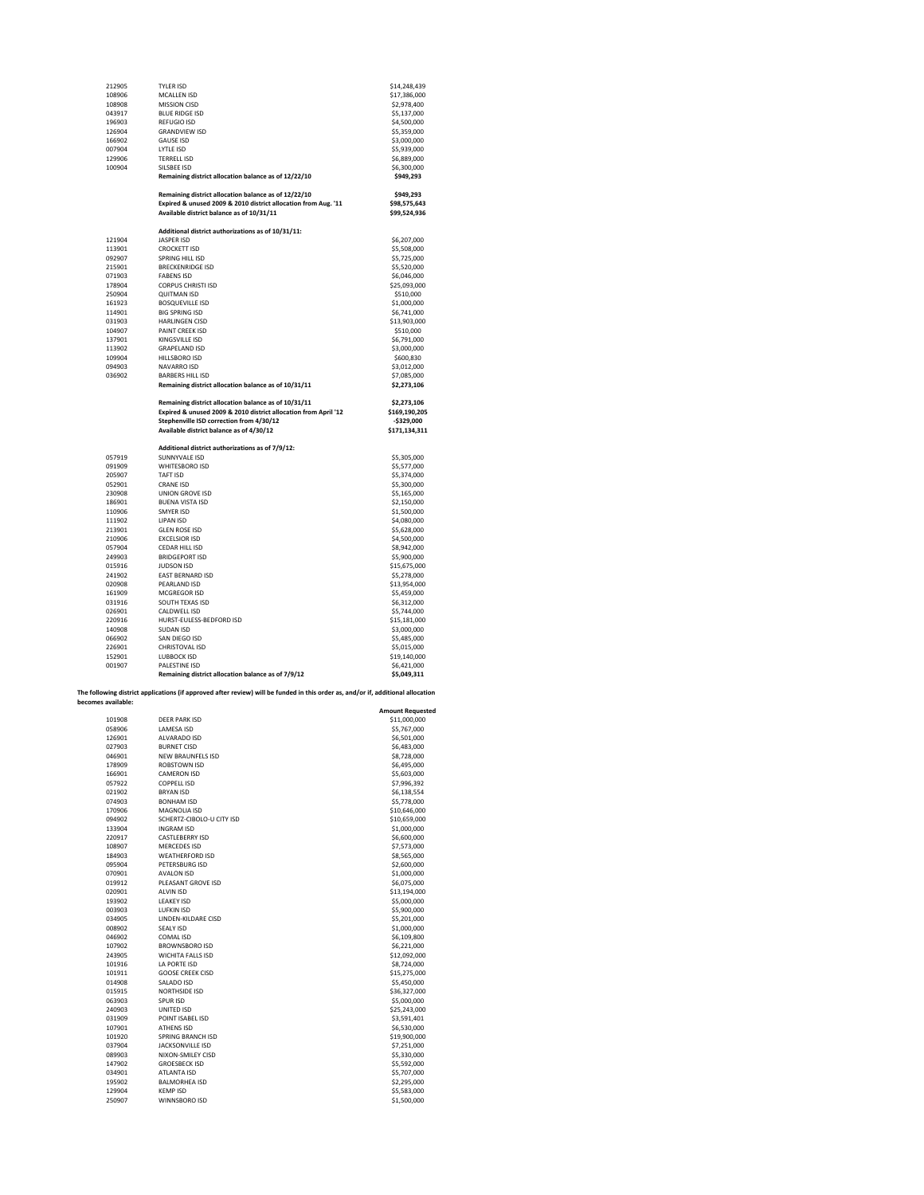| | | |
|---|---|---|
| 212905 | TYLER ISD | $14,248,439 |
| 108906 | MCALLEN ISD | $17,386,000 |
| 108908 | MISSION CISD | $2,978,400 |
| 043917 | BLUE RIDGE ISD | $5,137,000 |
| 196903 | REFUGIO ISD | $4,500,000 |
| 126904 | GRANDVIEW ISD | $5,359,000 |
| 166902 | GAUSE ISD | $3,000,000 |
| 007904 | LYTLE ISD | $5,939,000 |
| 129906 | TERRELL ISD | $6,889,000 |
| 100904 | SILSBEE ISD | $6,300,000 |
| | **Remaining district allocation balance as of 12/22/10** | **$949,293** |
| | | |
| | **Remaining district allocation balance as of 12/22/10** | **$949,293** |
| | **Expired & unused 2009 & 2010 district allocation from Aug. '11** | **$98,575,643** |
| | **Available district balance as of 10/31/11** | **$99,524,936** |
| | | |
| | **Additional district authorizations as of 10/31/11:** | |
| 121904 | JASPER ISD | $6,207,000 |
| 113901 | CROCKETT ISD | $5,508,000 |
| 092907 | SPRING HILL ISD | $5,725,000 |
| 215901 | BRECKENRIDGE ISD | $5,520,000 |
| 071903 | FABENS ISD | $6,046,000 |
| 178904 | CORPUS CHRISTI ISD | $25,093,000 |
| 250904 | QUITMAN ISD | $510,000 |
| 161923 | BOSQUEVILLE ISD | $1,000,000 |
| 114901 | BIG SPRING ISD | $6,741,000 |
| 031903 | HARLINGEN CISD | $13,903,000 |
| 104907 | PAINT CREEK ISD | $510,000 |
| 137901 | KINGSVILLE ISD | $6,791,000 |
| 113902 | GRAPELAND ISD | $3,000,000 |
| 109904 | HILLSBORO ISD | $600,830 |
| 094903 | NAVARRO ISD | $3,012,000 |
| 036902 | BARBERS HILL ISD | $7,085,000 |
| | **Remaining district allocation balance as of 10/31/11** | **$2,273,106** |
| | | |
| | **Remaining district allocation balance as of 10/31/11** | **$2,273,106** |
| | **Expired & unused 2009 & 2010 district allocation from April '12** | **$169,190,205** |
| | **Stephenville ISD correction from 4/30/12** | **-$329,000** |
| | **Available district balance as of 4/30/12** | **$171,134,311** |
| | | |
| | **Additional district authorizations as of 7/9/12:** | |
| 057919 | SUNNYVALE ISD | $5,305,000 |
| 091909 | WHITESBORO ISD | $5,577,000 |
| 205907 | TAFT ISD | $5,374,000 |
| 052901 | CRANE ISD | $5,300,000 |
| 230908 | UNION GROVE ISD | $5,165,000 |
| 186901 | BUENA VISTA ISD | $2,150,000 |
| 110906 | SMYER ISD | $1,500,000 |
| 111902 | LIPAN ISD | $4,080,000 |
| 213901 | GLEN ROSE ISD | $5,628,000 |
| 210906 | EXCELSIOR ISD | $4,500,000 |
| 057904 | CEDAR HILL ISD | $8,942,000 |
| 249903 | BRIDGEPORT ISD | $5,900,000 |
| 015916 | JUDSON ISD | $15,675,000 |
| 241902 | EAST BERNARD ISD | $5,278,000 |
| 020908 | PEARLAND ISD | $13,954,000 |
| 161909 | MCGREGOR ISD | $5,459,000 |
| 031916 | SOUTH TEXAS ISD | $6,312,000 |
| 026901 | CALDWELL ISD | $5,744,000 |
| 220916 | HURST-EULESS-BEDFORD ISD | $15,181,000 |
| 140908 | SUDAN ISD | $3,000,000 |
| 066902 | SAN DIEGO ISD | $5,485,000 |
| 226901 | CHRISTOVAL ISD | $5,015,000 |
| 152901 | LUBBOCK ISD | $19,140,000 |
| 001907 | PALESTINE ISD | $6,421,000 |
| | **Remaining district allocation balance as of 7/9/12** | **$5,049,311** |

**The following district applications (if approved after review) will be funded in this order as, and/or if, additional allocation becomes available:**

| | | **Amount Requested** |
|---|---|---|
| 101908 | DEER PARK ISD | $11,000,000 |
| 058906 | LAMESA ISD | $5,767,000 |
| 126901 | ALVARADO ISD | $6,501,000 |
| 027903 | BURNET CISD | $6,483,000 |
| 046901 | NEW BRAUNFELS ISD | $8,728,000 |
| 178909 | ROBSTOWN ISD | $6,495,000 |
| 166901 | CAMERON ISD | $5,603,000 |
| 057922 | COPPELL ISD | $7,996,392 |
| 021902 | BRYAN ISD | $6,138,554 |
| 074903 | BONHAM ISD | $5,778,000 |
| 170906 | MAGNOLIA ISD | $10,646,000 |
| 094902 | SCHERTZ-CIBOLO-U CITY ISD | $10,659,000 |
| 133904 | INGRAM ISD | $1,000,000 |
| 220917 | CASTLEBERRY ISD | $6,600,000 |
| 108907 | MERCEDES ISD | $7,573,000 |
| 184903 | WEATHERFORD ISD | $8,565,000 |
| 095904 | PETERSBURG ISD | $2,600,000 |
| 070901 | AVALON ISD | $1,000,000 |
| 019912 | PLEASANT GROVE ISD | $6,075,000 |
| 020901 | ALVIN ISD | $13,194,000 |
| 193902 | LEAKEY ISD | $5,000,000 |
| 003903 | LUFKIN ISD | $5,900,000 |
| 034905 | LINDEN-KILDARE CISD | $5,201,000 |
| 008902 | SEALY ISD | $1,000,000 |
| 046902 | COMAL ISD | $6,109,800 |
| 107902 | BROWNSBORO ISD | $6,221,000 |
| 243905 | WICHITA FALLS ISD | $12,092,000 |
| 101916 | LA PORTE ISD | $8,724,000 |
| 101911 | GOOSE CREEK CISD | $15,275,000 |
| 014908 | SALADO ISD | $5,450,000 |
| 015915 | NORTHSIDE ISD | $36,327,000 |
| 063903 | SPUR ISD | $5,000,000 |
| 240903 | UNITED ISD | $25,243,000 |
| 031909 | POINT ISABEL ISD | $3,591,401 |
| 107901 | ATHENS ISD | $6,530,000 |
| 101920 | SPRING BRANCH ISD | $19,900,000 |
| 037904 | JACKSONVILLE ISD | $7,251,000 |
| 089903 | NIXON-SMILEY CISD | $5,330,000 |
| 147902 | GROESBECK ISD | $5,592,000 |
| 034901 | ATLANTA ISD | $5,707,000 |
| 195902 | BALMORHEA ISD | $2,295,000 |
| 129904 | KEMP ISD | $5,583,000 |
| 250907 | WINNSBORO ISD | $1,500,000 |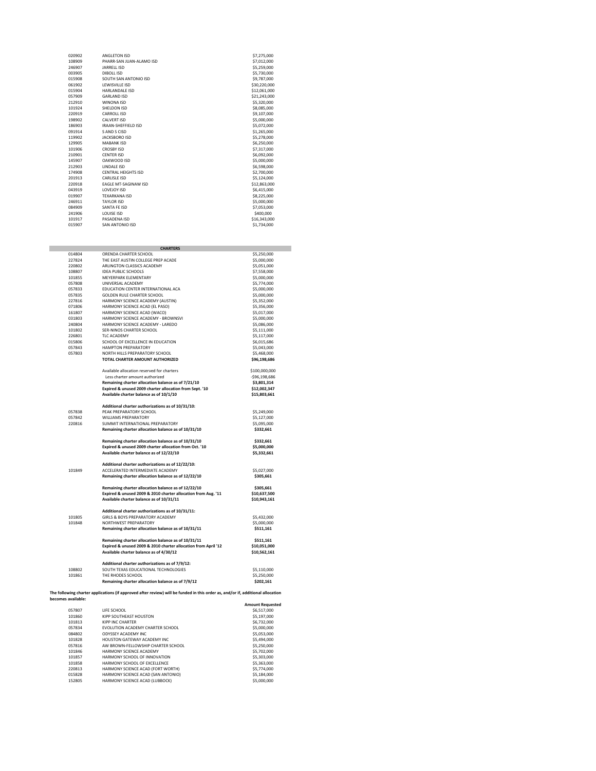| | | |
|---|---|---|
| 020902 | ANGLETON ISD | $7,275,000 |
| 108909 | PHARR-SAN JUAN-ALAMO ISD | $7,012,000 |
| 246907 | JARRELL ISD | $5,259,000 |
| 003905 | DIBOLL ISD | $5,730,000 |
| 015908 | SOUTH SAN ANTONIO ISD | $9,787,000 |
| 061902 | LEWISVILLE ISD | $30,220,000 |
| 015904 | HARLANDALE ISD | $12,061,000 |
| 057909 | GARLAND ISD | $21,243,000 |
| 212910 | WINONA ISD | $5,320,000 |
| 101924 | SHELDON ISD | $8,085,000 |
| 220919 | CARROLL ISD | $9,107,000 |
| 198902 | CALVERT ISD | $5,000,000 |
| 186903 | IRAAN-SHEFFIELD ISD | $5,072,000 |
| 091914 | S AND S CISD | $1,265,000 |
| 119902 | JACKSBORO ISD | $5,278,000 |
| 129905 | MABANK ISD | $6,250,000 |
| 101906 | CROSBY ISD | $7,317,000 |
| 210901 | CENTER ISD | $6,092,000 |
| 145907 | OAKWOOD ISD | $5,000,000 |
| 212903 | LINDALE ISD | $6,598,000 |
| 174908 | CENTRAL HEIGHTS ISD | $2,700,000 |
| 201913 | CARLISLE ISD | $5,124,000 |
| 220918 | EAGLE MT-SAGINAW ISD | $12,863,000 |
| 043919 | LOVEJOY ISD | $6,415,000 |
| 019907 | TEXARKANA ISD | $8,225,000 |
| 246911 | TAYLOR ISD | $5,000,000 |
| 084909 | SANTA FE ISD | $7,053,000 |
| 241906 | LOUISE ISD | $400,000 |
| 101917 | PASADENA ISD | $16,343,000 |
| 015907 | SAN ANTONIO ISD | $1,734,000 |

| | **CHARTERS** | |
|---|---|---|
| 014804 | ORENDA CHARTER SCHOOL | $5,250,000 |
| 227824 | THE EAST AUSTIN COLLEGE PREP ACADE | $5,000,000 |
| 220802 | ARLINGTON CLASSICS ACADEMY | $5,051,000 |
| 108807 | IDEA PUBLIC SCHOOLS | $7,558,000 |
| 101855 | MEYERPARK ELEMENTARY | $5,000,000 |
| 057808 | UNIVERSAL ACADEMY | $5,774,000 |
| 057833 | EDUCATION CENTER INTERNATIONAL ACA | $5,000,000 |
| 057835 | GOLDEN RULE CHARTER SCHOOL | $5,000,000 |
| 227816 | HARMONY SCIENCE ACADEMY (AUSTIN) | $5,352,000 |
| 071806 | HARMONY SCIENCE ACAD (EL PASO) | $5,356,000 |
| 161807 | HARMONY SCIENCE ACAD (WACO) | $5,017,000 |
| 031803 | HARMONY SCIENCE ACADEMY - BROWNSVI | $5,000,000 |
| 240804 | HARMONY SCIENCE ACADEMY - LAREDO | $5,086,000 |
| 101802 | SER-NINOS CHARTER SCHOOL | $5,111,000 |
| 226801 | TLC ACADEMY | $5,117,000 |
| 015806 | SCHOOL OF EXCELLENCE IN EDUCATION | $6,015,686 |
| 057843 | HAMPTON PREPARATORY | $5,043,000 |
| 057803 | NORTH HILLS PREPARATORY SCHOOL | $5,468,000 |
| | **TOTAL CHARTER AMOUNT AUTHORIZED** | **$96,198,686** |
| | | |
| | Available allocation reserved for charters | $100,000,000 |
| | Less charter amount authorized | -$96,198,686 |
| | **Remaining charter allocation balance as of 7/21/10** | **$3,801,314** |
| | **Expired & unused 2009 charter allocation from Sept. '10** | **$12,002,347** |
| | **Available charter balance as of 10/1/10** | **$15,803,661** |
| | | |
| | **Additional charter authorizations as of 10/31/10:** | |
| 057838 | PEAK PREPARATORY SCHOOL | $5,249,000 |
| 057842 | WILLIAMS PREPARATORY | $5,127,000 |
| 220816 | SUMMIT INTERNATIONAL PREPARATORY | $5,095,000 |
| | **Remaining charter allocation balance as of 10/31/10** | **$332,661** |
| | | |
| | **Remaining charter allocation balance as of 10/31/10** | **$332,661** |
| | **Expired & unused 2009 charter allocation from Oct. '10** | **$5,000,000** |
| | **Available charter balance as of 12/22/10** | **$5,332,661** |
| | | |
| | **Additional charter authorizations as of 12/22/10:** | |
| 101849 | ACCELERATED INTERMEDIATE ACADEMY | $5,027,000 |
| | **Remaining charter allocation balance as of 12/22/10** | **$305,661** |
| | | |
| | **Remaining charter allocation balance as of 12/22/10** | **$305,661** |
| | **Expired & unused 2009 & 2010 charter allocation from Aug. '11** | **$10,637,500** |
| | **Available charter balance as of 10/31/11** | **$10,943,161** |
| | | |
| | **Additional charter authorizations as of 10/31/11:** | |
| 101805 | GIRLS & BOYS PREPARATORY ACADEMY | $5,432,000 |
| 101848 | NORTHWEST PREPARATORY | $5,000,000 |
| | **Remaining charter allocation balance as of 10/31/11** | **$511,161** |
| | | |
| | **Remaining charter allocation balance as of 10/31/11** | **$511,161** |
| | **Expired & unused 2009 & 2010 charter allocation from April '12** | **$10,051,000** |
| | **Available charter balance as of 4/30/12** | **$10,562,161** |
| | | |
| | **Additional charter authorizations as of 7/9/12:** | |
| 108802 | SOUTH TEXAS EDUCATIONAL TECHNOLOGIES | $5,110,000 |
| 101861 | THE RHODES SCHOOL | $5,250,000 |
| | **Remaining charter allocation balance as of 7/9/12** | **$202,161** |

**The following charter applications (if approved after review) will be funded in this order as, and/or if, additional allocation becomes available:**

| | | **Amount Requested** |
|---|---|---|
| 057807 | LIFE SCHOOL | $6,517,000 |
| 101860 | KIPP SOUTHEAST HOUSTON | $5,197,000 |
| 101813 | KIPP INC CHARTER | $6,732,000 |
| 057834 | EVOLUTION ACADEMY CHARTER SCHOOL | $5,000,000 |
| 084802 | ODYSSEY ACADEMY INC | $5,053,000 |
| 101828 | HOUSTON GATEWAY ACADEMY INC | $5,494,000 |
| 057816 | AW BROWN-FELLOWSHIP CHARTER SCHOOL | $5,250,000 |
| 101846 | HARMONY SCIENCE ACADEMY | $5,702,000 |
| 101857 | HARMONY SCHOOL OF INNOVATION | $5,303,000 |
| 101858 | HARMONY SCHOOL OF EXCELLENCE | $5,363,000 |
| 220813 | HARMONY SCIENCE ACAD (FORT WORTH) | $5,774,000 |
| 015828 | HARMONY SCIENCE ACAD (SAN ANTONIO) | $5,184,000 |
| 152805 | HARMONY SCIENCE ACAD (LUBBOCK) | $5,000,000 |